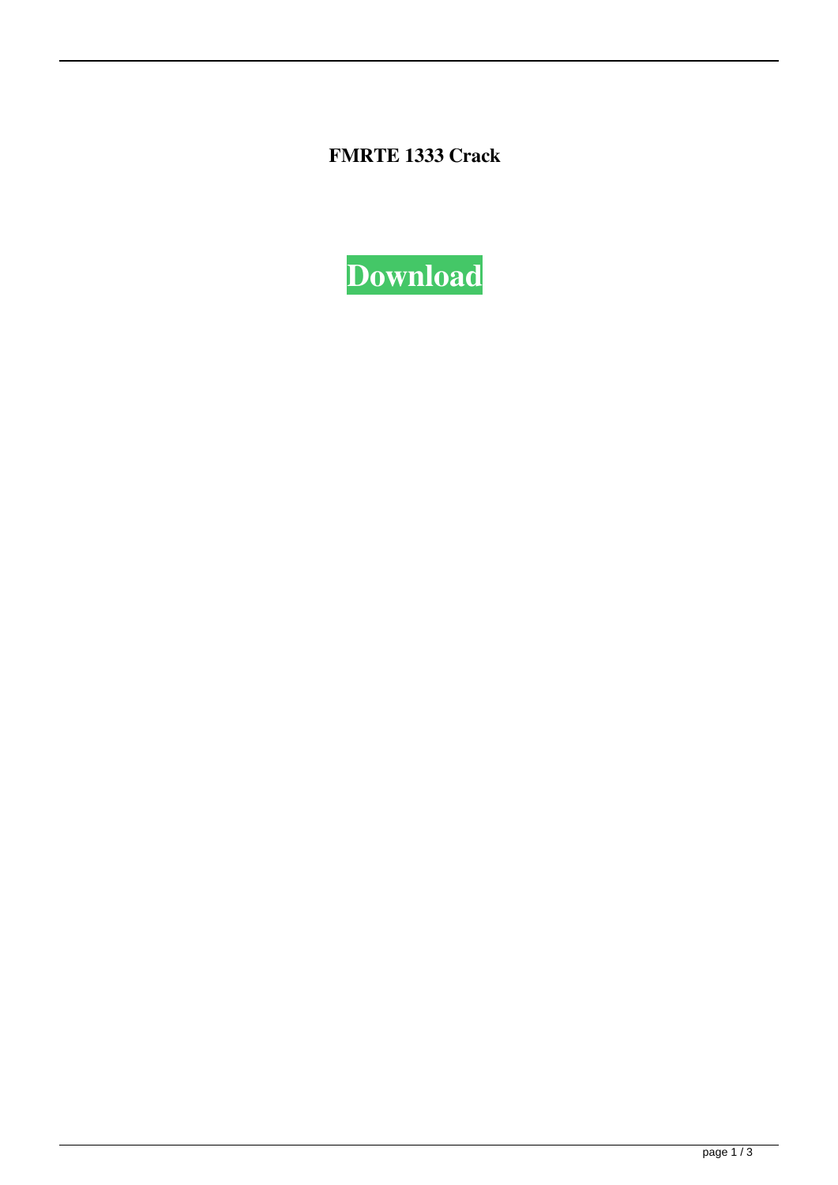**FMRTE 1333 Crack**

**Download**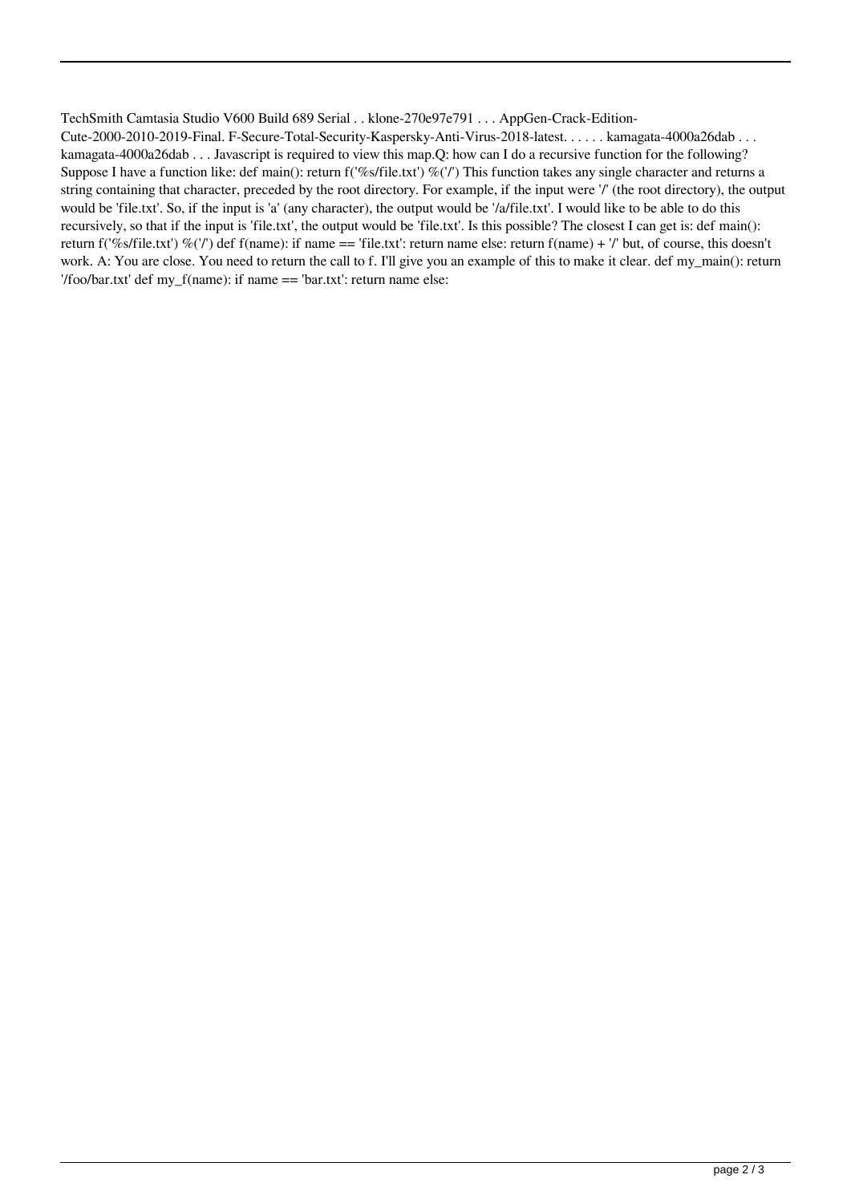TechSmith Camtasia Studio V600 Build 689 Serial . . klone-270e97e791 . . . AppGen-Crack-Edition-Cute-2000-2010-2019-Final. F-Secure-Total-Security-Kaspersky-Anti-Virus-2018-latest. . . . . . kamagata-4000a26dab . . . kamagata-4000a26dab . . . Javascript is required to view this map.Q: how can I do a recursive function for the following? Suppose I have a function like: def main(): return f('%s/file.txt') %('/') This function takes any single character and returns a string containing that character, preceded by the root directory. For example, if the input were '/' (the root directory), the output would be 'file.txt'. So, if the input is 'a' (any character), the output would be '/a/file.txt'. I would like to be able to do this recursively, so that if the input is 'file.txt', the output would be 'file.txt'. Is this possible? The closest I can get is: def main(): return f('%s/file.txt') %('/') def f(name): if name == 'file.txt': return name else: return f(name) + '/' but, of course, this doesn't work. A: You are close. You need to return the call to f. I'll give you an example of this to make it clear. def my_main(): return '/foo/bar.txt' def my_f(name): if name == 'bar.txt': return name else: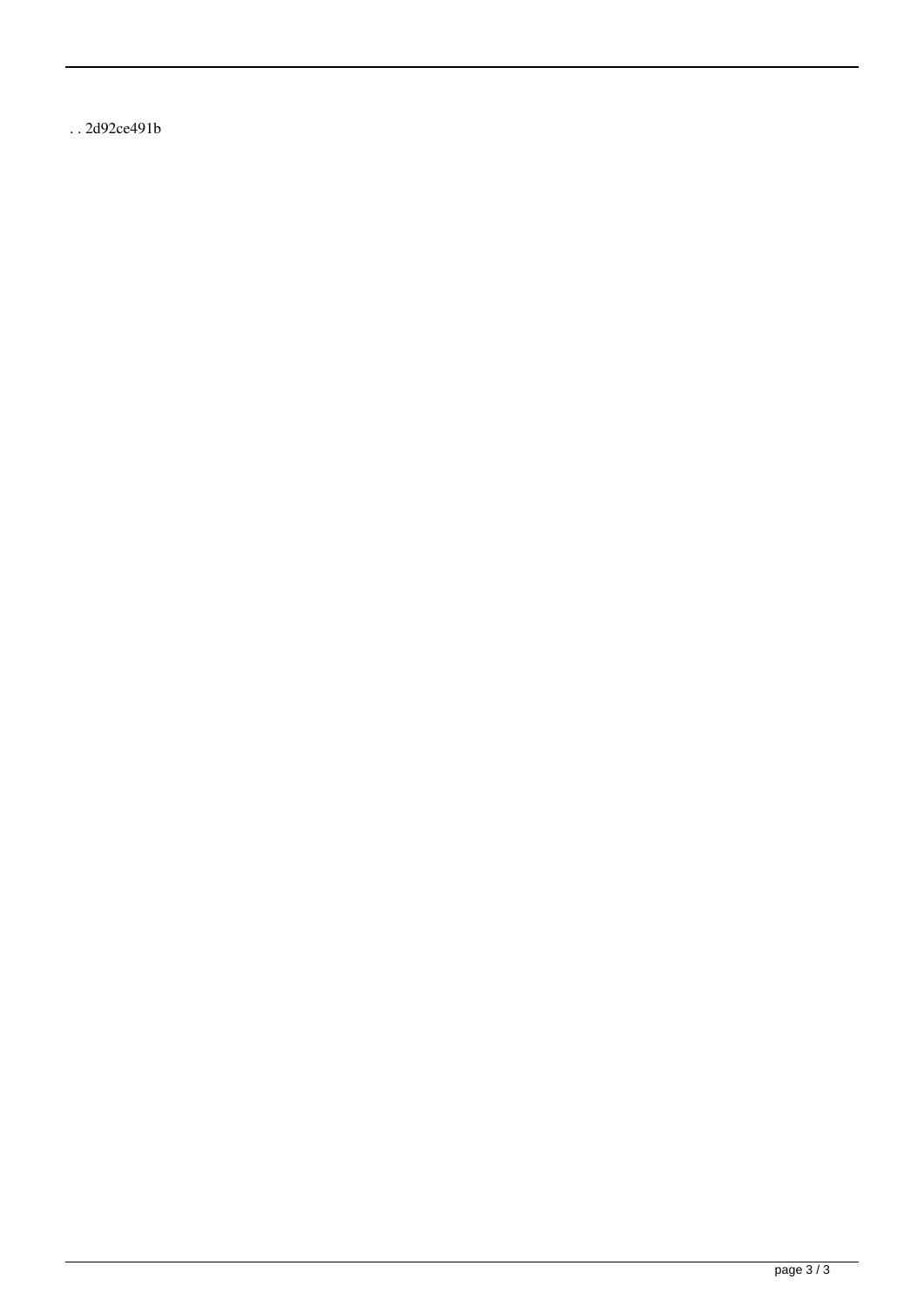. . 2d92ce491b